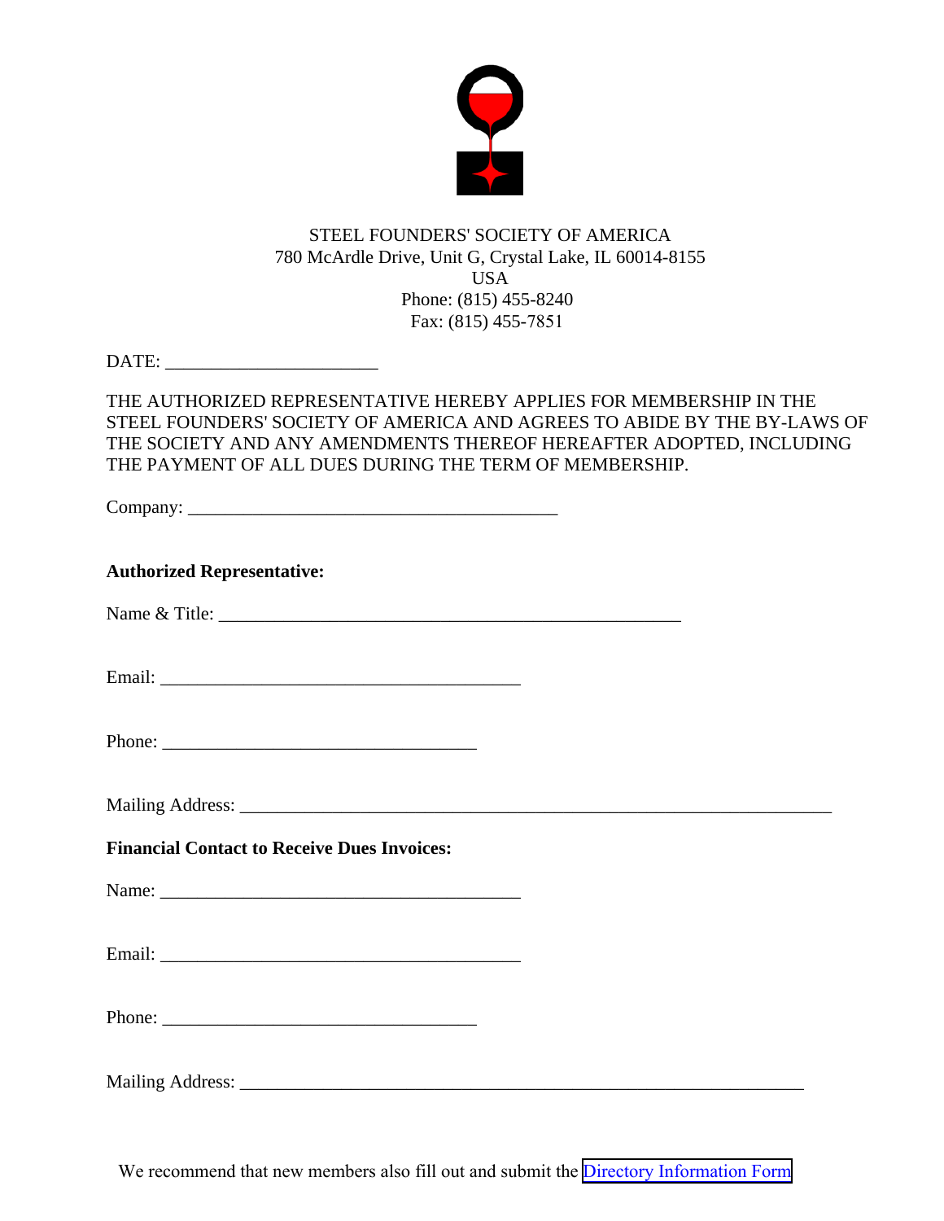STEEL FOUNDERS' SOCIETY OF AMERICA
780 McArdle Drive, Unit G, Crystal Lake, IL 60014-8155
USA
Phone: (815) 455-8240
Fax: (815) 455-7851

DATE: ______________________

THE AUTHORIZED REPRESENTATIVE HEREBY APPLIES FOR MEMBERSHIP IN THE STEEL FOUNDERS' SOCIETY OF AMERICA AND AGREES TO ABIDE BY THE BY-LAWS OF THE SOCIETY AND ANY AMENDMENTS THEREOF HEREAFTER ADOPTED, INCLUDING THE PAYMENT OF ALL DUES DURING THE TERM OF MEMBERSHIP.

Company: ______________________________________

**Authorized Representative:**

Name & Title: ________________________________________________

Email: ______________________________________

Phone: _________________________________

Mailing Address: ____________________________________________________________

**Financial Contact to Receive Dues Invoices:**

Name: ______________________________________

Email: ______________________________________

Phone: _________________________________

Mailing Address: ___________________________________________________________

We recommend that new members also fill out and submit the Directory Information Form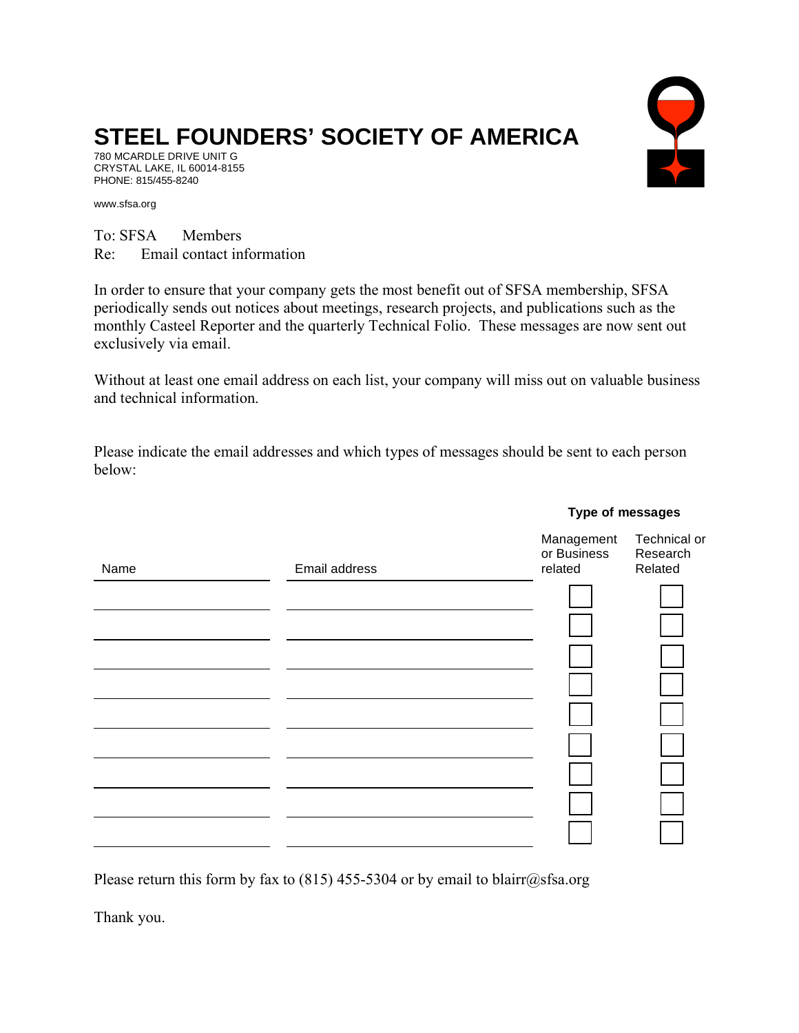# STEEL FOUNDERS' SOCIETY OF AMERICA

780 MCARDLE DRIVE UNIT G
CRYSTAL LAKE, IL 60014-8155
PHONE: 815/455-8240

www.sfsa.org

To: SFSA Members
Re: Email contact information

In order to ensure that your company gets the most benefit out of SFSA membership, SFSA periodically sends out notices about meetings, research projects, and publications such as the monthly Casteel Reporter and the quarterly Technical Folio. These messages are now sent out exclusively via email.

Without at least one email address on each list, your company will miss out on valuable business and technical information.

Please indicate the email addresses and which types of messages should be sent to each person below:

| Name | Email address | Type of messages: Management or Business related | Type of messages: Technical or Research Related |
|---|---|---|---|
| | | ☐ | ☐ |
| | | ☐ | ☐ |
| | | ☐ | ☐ |
| | | ☐ | ☐ |
| | | ☐ | ☐ |
| | | ☐ | ☐ |
| | | ☐ | ☐ |
| | | ☐ | ☐ |
| | | ☐ | ☐ |

Please return this form by fax to (815) 455-5304 or by email to blairr@sfsa.org

Thank you.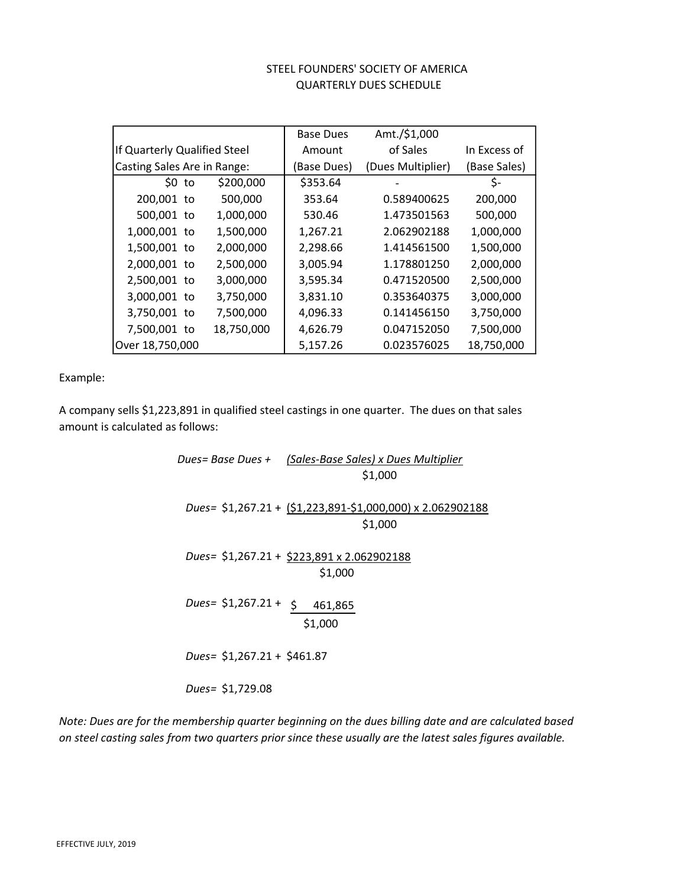# STEEL FOUNDERS' SOCIETY OF AMERICA
## QUARTERLY DUES SCHEDULE

| If Quarterly Qualified Steel Casting Sales Are in Range: | Base Dues Amount (Base Dues) | Amt./$1,000 of Sales (Dues Multiplier) | In Excess of (Base Sales) |
|---|---|---|---|
| $0 to $200,000 | $353.64 | - | $- |
| 200,001 to 500,000 | 353.64 | 0.589400625 | 200,000 |
| 500,001 to 1,000,000 | 530.46 | 1.473501563 | 500,000 |
| 1,000,001 to 1,500,000 | 1,267.21 | 2.062902188 | 1,000,000 |
| 1,500,001 to 2,000,000 | 2,298.66 | 1.414561500 | 1,500,000 |
| 2,000,001 to 2,500,000 | 3,005.94 | 1.178801250 | 2,000,000 |
| 2,500,001 to 3,000,000 | 3,595.34 | 0.471520500 | 2,500,000 |
| 3,000,001 to 3,750,000 | 3,831.10 | 0.353640375 | 3,000,000 |
| 3,750,001 to 7,500,000 | 4,096.33 | 0.141456150 | 3,750,000 |
| 7,500,001 to 18,750,000 | 4,626.79 | 0.047152050 | 7,500,000 |
| Over 18,750,000 | 5,157.26 | 0.023576025 | 18,750,000 |

Example:

A company sells $1,223,891 in qualified steel castings in one quarter. The dues on that sales amount is calculated as follows:

$$\text{Dues} = \text{Base Dues} + \frac{(\text{Sales} - \text{Base Sales}) \times \text{Dues Multiplier}}{\$1,000}$$

$$\text{Dues} = \$1,267.21 + \frac{(\$1,223,891 - \$1,000,000) \times 2.062902188}{\$1,000}$$

$$\text{Dues} = \$1,267.21 + \frac{\$223,891 \times 2.062902188}{\$1,000}$$

$$\text{Dues} = \$1,267.21 + \frac{\$\ 461,865}{\$1,000}$$

$$\text{Dues} = \$1,267.21 + \$461.87$$

$$\text{Dues} = \$1,729.08$$

*Note: Dues are for the membership quarter beginning on the dues billing date and are calculated based on steel casting sales from two quarters prior since these usually are the latest sales figures available.*

EFFECTIVE JULY, 2019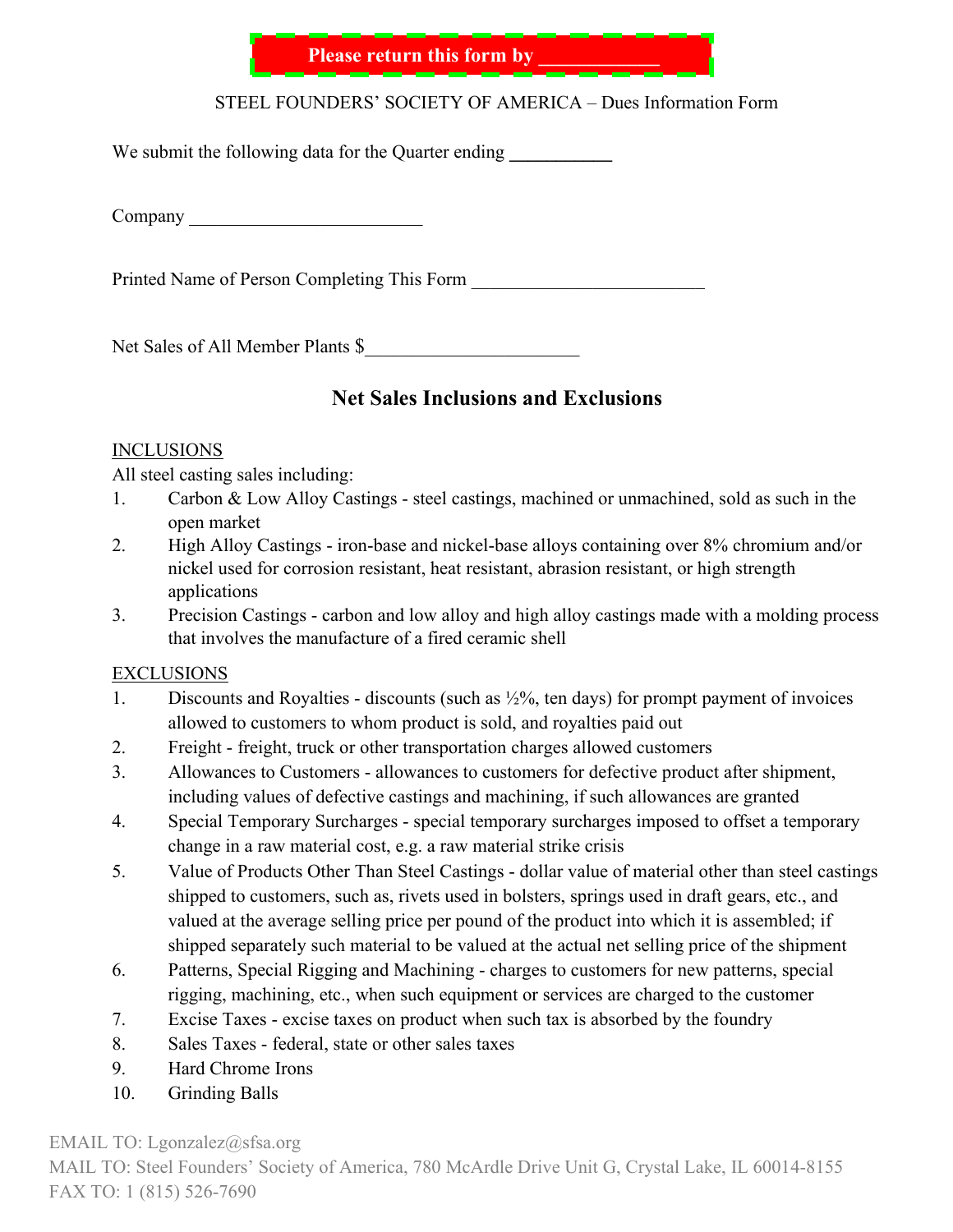**Please return this form by ____________**

STEEL FOUNDERS' SOCIETY OF AMERICA – Dues Information Form

We submit the following data for the Quarter ending ___________

Company _________________________

Printed Name of Person Completing This Form _________________________

Net Sales of All Member Plants $______________________

## Net Sales Inclusions and Exclusions

INCLUSIONS

All steel casting sales including:

1. Carbon & Low Alloy Castings - steel castings, machined or unmachined, sold as such in the open market
2. High Alloy Castings - iron-base and nickel-base alloys containing over 8% chromium and/or nickel used for corrosion resistant, heat resistant, abrasion resistant, or high strength applications
3. Precision Castings - carbon and low alloy and high alloy castings made with a molding process that involves the manufacture of a fired ceramic shell

EXCLUSIONS

1. Discounts and Royalties - discounts (such as ½%, ten days) for prompt payment of invoices allowed to customers to whom product is sold, and royalties paid out
2. Freight - freight, truck or other transportation charges allowed customers
3. Allowances to Customers - allowances to customers for defective product after shipment, including values of defective castings and machining, if such allowances are granted
4. Special Temporary Surcharges - special temporary surcharges imposed to offset a temporary change in a raw material cost, e.g. a raw material strike crisis
5. Value of Products Other Than Steel Castings - dollar value of material other than steel castings shipped to customers, such as, rivets used in bolsters, springs used in draft gears, etc., and valued at the average selling price per pound of the product into which it is assembled; if shipped separately such material to be valued at the actual net selling price of the shipment
6. Patterns, Special Rigging and Machining - charges to customers for new patterns, special rigging, machining, etc., when such equipment or services are charged to the customer
7. Excise Taxes - excise taxes on product when such tax is absorbed by the foundry
8. Sales Taxes - federal, state or other sales taxes
9. Hard Chrome Irons
10. Grinding Balls

EMAIL TO: Lgonzalez@sfsa.org
MAIL TO: Steel Founders' Society of America, 780 McArdle Drive Unit G, Crystal Lake, IL 60014-8155
FAX TO: 1 (815) 526-7690